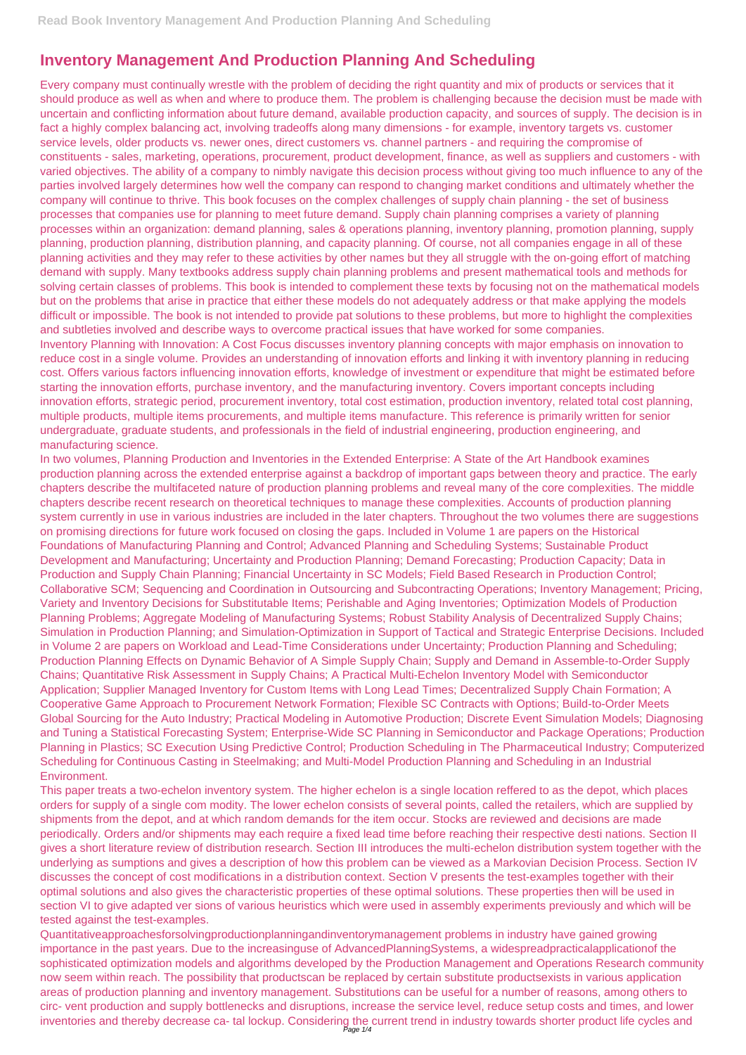# Inventory Management And Production Planning And Scheduling

Every company must continually wrestle with the problem of deciding the right quantity and mix of products or services that it should produce as well as when and where to produce them. The problem is challenging because the decision must be made with uncertain and conflicting information about future demand, available production capacity, and sources of supply. The decision is in fact a highly complex balancing act, involving tradeoffs along many dimensions - for example, inventory targets vs. customer service levels, older products vs. newer ones, direct customers vs. channel partners - and requiring the compromise of constituents - sales, marketing, operations, procurement, product development, finance, as well as suppliers and customers - with varied objectives. The ability of a company to nimbly navigate this decision process without giving too much influence to any of the parties involved largely determines how well the company can respond to changing market conditions and ultimately whether the company will continue to thrive. This book focuses on the complex challenges of supply chain planning - the set of business processes that companies use for planning to meet future demand. Supply chain planning comprises a variety of planning processes within an organization: demand planning, sales & operations planning, inventory planning, promotion planning, supply planning, production planning, distribution planning, and capacity planning. Of course, not all companies engage in all of these planning activities and they may refer to these activities by other names but they all struggle with the on-going effort of matching demand with supply. Many textbooks address supply chain planning problems and present mathematical tools and methods for solving certain classes of problems. This book is intended to complement these texts by focusing not on the mathematical models but on the problems that arise in practice that either these models do not adequately address or that make applying the models difficult or impossible. The book is not intended to provide pat solutions to these problems, but more to highlight the complexities and subtleties involved and describe ways to overcome practical issues that have worked for some companies.

Inventory Planning with Innovation: A Cost Focus discusses inventory planning concepts with major emphasis on innovation to reduce cost in a single volume. Provides an understanding of innovation efforts and linking it with inventory planning in reducing cost. Offers various factors influencing innovation efforts, knowledge of investment or expenditure that might be estimated before starting the innovation efforts, purchase inventory, and the manufacturing inventory. Covers important concepts including innovation efforts, strategic period, procurement inventory, total cost estimation, production inventory, related total cost planning, multiple products, multiple items procurements, and multiple items manufacture. This reference is primarily written for senior undergraduate, graduate students, and professionals in the field of industrial engineering, production engineering, and manufacturing science.

In two volumes, Planning Production and Inventories in the Extended Enterprise: A State of the Art Handbook examines production planning across the extended enterprise against a backdrop of important gaps between theory and practice. The early chapters describe the multifaceted nature of production planning problems and reveal many of the core complexities. The middle chapters describe recent research on theoretical techniques to manage these complexities. Accounts of production planning system currently in use in various industries are included in the later chapters. Throughout the two volumes there are suggestions on promising directions for future work focused on closing the gaps. Included in Volume 1 are papers on the Historical Foundations of Manufacturing Planning and Control; Advanced Planning and Scheduling Systems; Sustainable Product Development and Manufacturing; Uncertainty and Production Planning; Demand Forecasting; Production Capacity; Data in Production and Supply Chain Planning; Financial Uncertainty in SC Models; Field Based Research in Production Control; Collaborative SCM; Sequencing and Coordination in Outsourcing and Subcontracting Operations; Inventory Management; Pricing, Variety and Inventory Decisions for Substitutable Items; Perishable and Aging Inventories; Optimization Models of Production Planning Problems; Aggregate Modeling of Manufacturing Systems; Robust Stability Analysis of Decentralized Supply Chains; Simulation in Production Planning; and Simulation-Optimization in Support of Tactical and Strategic Enterprise Decisions. Included in Volume 2 are papers on Workload and Lead-Time Considerations under Uncertainty; Production Planning and Scheduling; Production Planning Effects on Dynamic Behavior of A Simple Supply Chain; Supply and Demand in Assemble-to-Order Supply Chains; Quantitative Risk Assessment in Supply Chains; A Practical Multi-Echelon Inventory Model with Semiconductor Application; Supplier Managed Inventory for Custom Items with Long Lead Times; Decentralized Supply Chain Formation; A Cooperative Game Approach to Procurement Network Formation; Flexible SC Contracts with Options; Build-to-Order Meets Global Sourcing for the Auto Industry; Practical Modeling in Automotive Production; Discrete Event Simulation Models; Diagnosing and Tuning a Statistical Forecasting System; Enterprise-Wide SC Planning in Semiconductor and Package Operations; Production Planning in Plastics; SC Execution Using Predictive Control; Production Scheduling in The Pharmaceutical Industry; Computerized Scheduling for Continuous Casting in Steelmaking; and Multi-Model Production Planning and Scheduling in an Industrial Environment.

This paper treats a two-echelon inventory system. The higher echelon is a single location reffered to as the depot, which places orders for supply of a single com modity. The lower echelon consists of several points, called the retailers, which are supplied by shipments from the depot, and at which random demands for the item occur. Stocks are reviewed and decisions are made periodically. Orders and/or shipments may each require a fixed lead time before reaching their respective desti nations. Section II gives a short literature review of distribution research. Section III introduces the multi-echelon distribution system together with the underlying as sumptions and gives a description of how this problem can be viewed as a Markovian Decision Process. Section IV discusses the concept of cost modifications in a distribution context. Section V presents the test-examples together with their optimal solutions and also gives the characteristic properties of these optimal solutions. These properties then will be used in section VI to give adapted ver sions of various heuristics which were used in assembly experiments previously and which will be tested against the test-examples.

Quantitativeapproachesforsolvingproductionplanningandinventorymanagement problems in industry have gained growing importance in the past years. Due to the increasinguse of AdvancedPlanningSystems, a widespreadpracticalapplicationof the sophisticated optimization models and algorithms developed by the Production Management and Operations Research community now seem within reach. The possibility that productscan be replaced by certain substitute productsexists in various application areas of production planning and inventory management. Substitutions can be useful for a number of reasons, among others to circ- vent production and supply bottlenecks and disruptions, increase the service level, reduce setup costs and times, and lower inventories and thereby decrease ca- tal lockup. Considering the current trend in industry towards shorter product life cycles and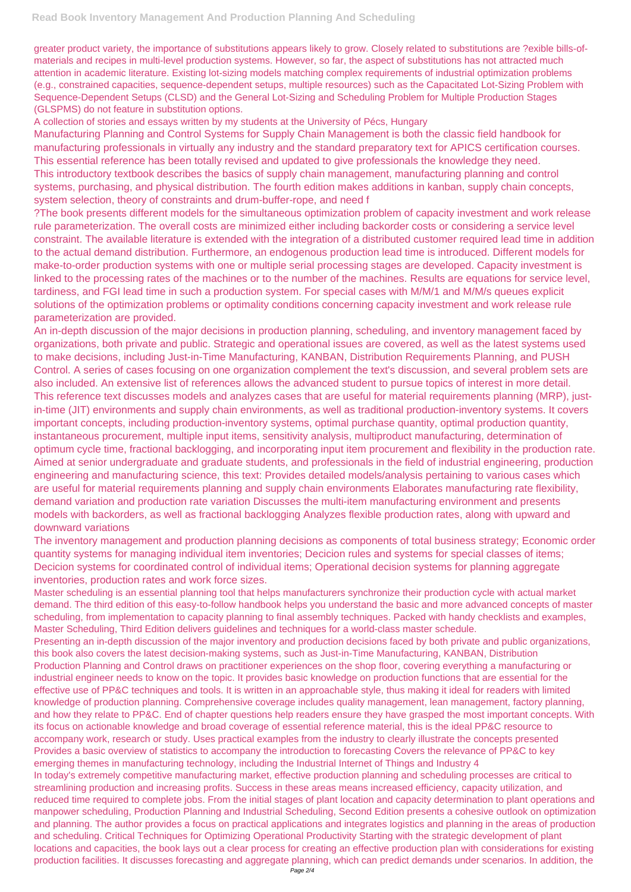greater product variety, the importance of substitutions appears likely to grow. Closely related to substitutions are ?exible bills-of-materials and recipes in multi-level production systems. However, so far, the aspect of substitutions has not attracted much attention in academic literature. Existing lot-sizing models matching complex requirements of industrial optimization problems (e.g., constrained capacities, sequence-dependent setups, multiple resources) such as the Capacitated Lot-Sizing Problem with Sequence-Dependent Setups (CLSD) and the General Lot-Sizing and Scheduling Problem for Multiple Production Stages (GLSPMS) do not feature in substitution options.

A collection of stories and essays written by my students at the University of Pécs, Hungary

Manufacturing Planning and Control Systems for Supply Chain Management is both the classic field handbook for manufacturing professionals in virtually any industry and the standard preparatory text for APICS certification courses. This essential reference has been totally revised and updated to give professionals the knowledge they need.

This introductory textbook describes the basics of supply chain management, manufacturing planning and control systems, purchasing, and physical distribution. The fourth edition makes additions in kanban, supply chain concepts, system selection, theory of constraints and drum-buffer-rope, and need f

?The book presents different models for the simultaneous optimization problem of capacity investment and work release rule parameterization. The overall costs are minimized either including backorder costs or considering a service level constraint. The available literature is extended with the integration of a distributed customer required lead time in addition to the actual demand distribution. Furthermore, an endogenous production lead time is introduced. Different models for make-to-order production systems with one or multiple serial processing stages are developed. Capacity investment is linked to the processing rates of the machines or to the number of the machines. Results are equations for service level, tardiness, and FGI lead time in such a production system. For special cases with M/M/1 and M/M/s queues explicit solutions of the optimization problems or optimality conditions concerning capacity investment and work release rule parameterization are provided.

An in-depth discussion of the major decisions in production planning, scheduling, and inventory management faced by organizations, both private and public. Strategic and operational issues are covered, as well as the latest systems used to make decisions, including Just-in-Time Manufacturing, KANBAN, Distribution Requirements Planning, and PUSH Control. A series of cases focusing on one organization complement the text's discussion, and several problem sets are also included. An extensive list of references allows the advanced student to pursue topics of interest in more detail.

This reference text discusses models and analyzes cases that are useful for material requirements planning (MRP), just-in-time (JIT) environments and supply chain environments, as well as traditional production-inventory systems. It covers important concepts, including production-inventory systems, optimal purchase quantity, optimal production quantity, instantaneous procurement, multiple input items, sensitivity analysis, multiproduct manufacturing, determination of optimum cycle time, fractional backlogging, and incorporating input item procurement and flexibility in the production rate. Aimed at senior undergraduate and graduate students, and professionals in the field of industrial engineering, production engineering and manufacturing science, this text: Provides detailed models/analysis pertaining to various cases which are useful for material requirements planning and supply chain environments Elaborates manufacturing rate flexibility, demand variation and production rate variation Discusses the multi-item manufacturing environment and presents models with backorders, as well as fractional backlogging Analyzes flexible production rates, along with upward and downward variations

The inventory management and production planning decisions as components of total business strategy; Economic order quantity systems for managing individual item inventories; Decicion rules and systems for special classes of items; Decicion systems for coordinated control of individual items; Operational decision systems for planning aggregate inventories, production rates and work force sizes.

Master scheduling is an essential planning tool that helps manufacturers synchronize their production cycle with actual market demand. The third edition of this easy-to-follow handbook helps you understand the basic and more advanced concepts of master scheduling, from implementation to capacity planning to final assembly techniques. Packed with handy checklists and examples, Master Scheduling, Third Edition delivers guidelines and techniques for a world-class master schedule.

Presenting an in-depth discussion of the major inventory and production decisions faced by both private and public organizations, this book also covers the latest decision-making systems, such as Just-in-Time Manufacturing, KANBAN, Distribution

Production Planning and Control draws on practitioner experiences on the shop floor, covering everything a manufacturing or industrial engineer needs to know on the topic. It provides basic knowledge on production functions that are essential for the effective use of PP&C techniques and tools. It is written in an approachable style, thus making it ideal for readers with limited knowledge of production planning. Comprehensive coverage includes quality management, lean management, factory planning, and how they relate to PP&C. End of chapter questions help readers ensure they have grasped the most important concepts. With its focus on actionable knowledge and broad coverage of essential reference material, this is the ideal PP&C resource to accompany work, research or study. Uses practical examples from the industry to clearly illustrate the concepts presented Provides a basic overview of statistics to accompany the introduction to forecasting Covers the relevance of PP&C to key emerging themes in manufacturing technology, including the Industrial Internet of Things and Industry 4

In today's extremely competitive manufacturing market, effective production planning and scheduling processes are critical to streamlining production and increasing profits. Success in these areas means increased efficiency, capacity utilization, and reduced time required to complete jobs. From the initial stages of plant location and capacity determination to plant operations and manpower scheduling, Production Planning and Industrial Scheduling, Second Edition presents a cohesive outlook on optimization and planning. The author provides a focus on practical applications and integrates logistics and planning in the areas of production and scheduling. Critical Techniques for Optimizing Operational Productivity Starting with the strategic development of plant locations and capacities, the book lays out a clear process for creating an effective production plan with considerations for existing production facilities. It discusses forecasting and aggregate planning, which can predict demands under scenarios. In addition, the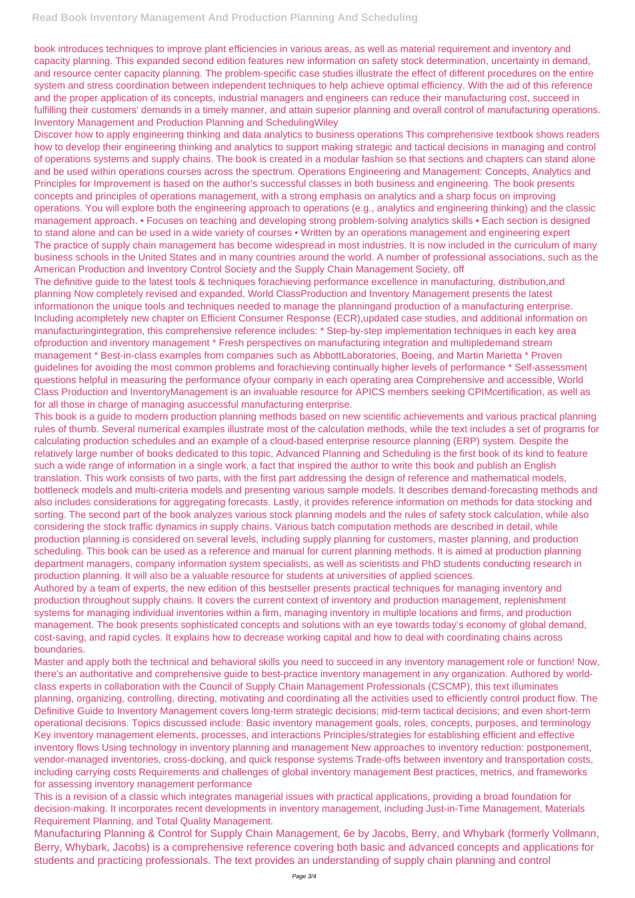book introduces techniques to improve plant efficiencies in various areas, as well as material requirement and inventory and capacity planning. This expanded second edition features new information on safety stock determination, uncertainty in demand, and resource center capacity planning. The problem-specific case studies illustrate the effect of different procedures on the entire system and stress coordination between independent techniques to help achieve optimal efficiency. With the aid of this reference and the proper application of its concepts, industrial managers and engineers can reduce their manufacturing cost, succeed in fulfilling their customers' demands in a timely manner, and attain superior planning and overall control of manufacturing operations. Inventory Management and Production Planning and SchedulingWiley

Discover how to apply engineering thinking and data analytics to business operations This comprehensive textbook shows readers how to develop their engineering thinking and analytics to support making strategic and tactical decisions in managing and control of operations systems and supply chains. The book is created in a modular fashion so that sections and chapters can stand alone and be used within operations courses across the spectrum. Operations Engineering and Management: Concepts, Analytics and Principles for Improvement is based on the author's successful classes in both business and engineering. The book presents concepts and principles of operations management, with a strong emphasis on analytics and a sharp focus on improving operations. You will explore both the engineering approach to operations (e.g., analytics and engineering thinking) and the classic management approach. • Focuses on teaching and developing strong problem-solving analytics skills • Each section is designed to stand alone and can be used in a wide variety of courses • Written by an operations management and engineering expert

The practice of supply chain management has become widespread in most industries. It is now included in the curriculum of many business schools in the United States and in many countries around the world. A number of professional associations, such as the American Production and Inventory Control Society and the Supply Chain Management Society, off

The definitive guide to the latest tools & techniques forachieving performance excellence in manufacturing, distribution,and planning Now completely revised and expanded, World ClassProduction and Inventory Management presents the latest informationon the unique tools and techniques needed to manage the planningand production of a manufacturing enterprise. Including acompletely new chapter on Efficient Consumer Response (ECR),updated case studies, and additional information on manufacturingintegration, this comprehensive reference includes: * Step-by-step implementation techniques in each key area ofproduction and inventory management * Fresh perspectives on manufacturing integration and multipledemand stream management * Best-in-class examples from companies such as AbbottLaboratories, Boeing, and Martin Marietta * Proven guidelines for avoiding the most common problems and forachieving continually higher levels of performance * Self-assessment questions helpful in measuring the performance ofyour company in each operating area Comprehensive and accessible, World Class Production and InventoryManagement is an invaluable resource for APICS members seeking CPIMcertification, as well as for all those in charge of managing asuccessful manufacturing enterprise.

This book is a guide to modern production planning methods based on new scientific achievements and various practical planning rules of thumb. Several numerical examples illustrate most of the calculation methods, while the text includes a set of programs for calculating production schedules and an example of a cloud-based enterprise resource planning (ERP) system. Despite the relatively large number of books dedicated to this topic, Advanced Planning and Scheduling is the first book of its kind to feature such a wide range of information in a single work, a fact that inspired the author to write this book and publish an English translation. This work consists of two parts, with the first part addressing the design of reference and mathematical models, bottleneck models and multi-criteria models and presenting various sample models. It describes demand-forecasting methods and also includes considerations for aggregating forecasts. Lastly, it provides reference information on methods for data stocking and sorting. The second part of the book analyzes various stock planning models and the rules of safety stock calculation, while also considering the stock traffic dynamics in supply chains. Various batch computation methods are described in detail, while production planning is considered on several levels, including supply planning for customers, master planning, and production scheduling. This book can be used as a reference and manual for current planning methods. It is aimed at production planning department managers, company information system specialists, as well as scientists and PhD students conducting research in production planning. It will also be a valuable resource for students at universities of applied sciences.

Authored by a team of experts, the new edition of this bestseller presents practical techniques for managing inventory and production throughout supply chains. It covers the current context of inventory and production management, replenishment systems for managing individual inventories within a firm, managing inventory in multiple locations and firms, and production management. The book presents sophisticated concepts and solutions with an eye towards today's economy of global demand, cost-saving, and rapid cycles. It explains how to decrease working capital and how to deal with coordinating chains across boundaries.

Master and apply both the technical and behavioral skills you need to succeed in any inventory management role or function! Now, there's an authoritative and comprehensive guide to best-practice inventory management in any organization. Authored by world-class experts in collaboration with the Council of Supply Chain Management Professionals (CSCMP), this text illuminates planning, organizing, controlling, directing, motivating and coordinating all the activities used to efficiently control product flow. The Definitive Guide to Inventory Management covers long-term strategic decisions; mid-term tactical decisions; and even short-term operational decisions. Topics discussed include: Basic inventory management goals, roles, concepts, purposes, and terminology Key inventory management elements, processes, and interactions Principles/strategies for establishing efficient and effective inventory flows Using technology in inventory planning and management New approaches to inventory reduction: postponement, vendor-managed inventories, cross-docking, and quick response systems Trade-offs between inventory and transportation costs, including carrying costs Requirements and challenges of global inventory management Best practices, metrics, and frameworks for assessing inventory management performance

This is a revision of a classic which integrates managerial issues with practical applications, providing a broad foundation for decision-making. It incorporates recent developments in inventory management, including Just-in-Time Management, Materials Requirement Planning, and Total Quality Management.

Manufacturing Planning & Control for Supply Chain Management, 6e by Jacobs, Berry, and Whybark (formerly Vollmann, Berry, Whybark, Jacobs) is a comprehensive reference covering both basic and advanced concepts and applications for students and practicing professionals. The text provides an understanding of supply chain planning and control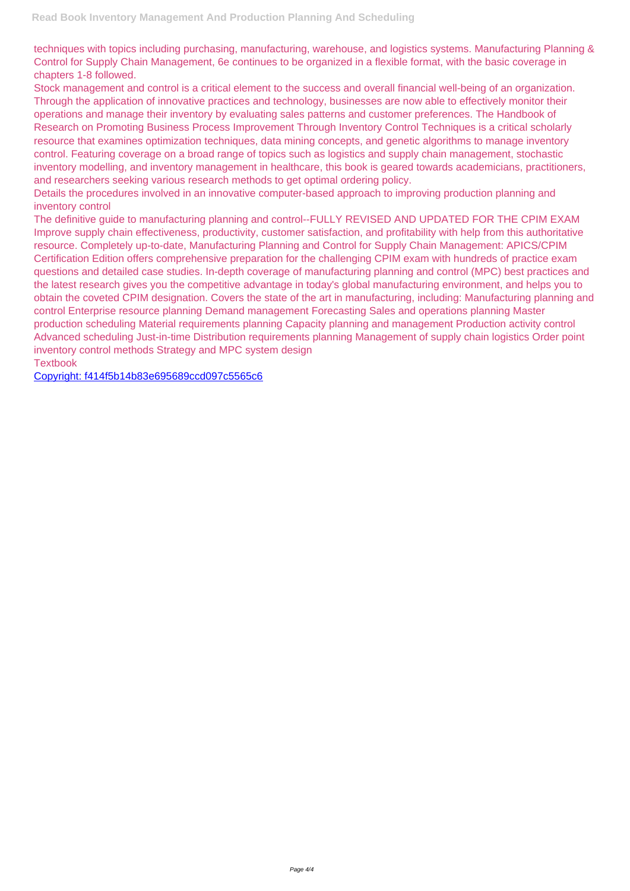techniques with topics including purchasing, manufacturing, warehouse, and logistics systems. Manufacturing Planning & Control for Supply Chain Management, 6e continues to be organized in a flexible format, with the basic coverage in chapters 1-8 followed.

Stock management and control is a critical element to the success and overall financial well-being of an organization. Through the application of innovative practices and technology, businesses are now able to effectively monitor their operations and manage their inventory by evaluating sales patterns and customer preferences. The Handbook of Research on Promoting Business Process Improvement Through Inventory Control Techniques is a critical scholarly resource that examines optimization techniques, data mining concepts, and genetic algorithms to manage inventory control. Featuring coverage on a broad range of topics such as logistics and supply chain management, stochastic inventory modelling, and inventory management in healthcare, this book is geared towards academicians, practitioners, and researchers seeking various research methods to get optimal ordering policy.

Details the procedures involved in an innovative computer-based approach to improving production planning and inventory control

The definitive guide to manufacturing planning and control--FULLY REVISED AND UPDATED FOR THE CPIM EXAM Improve supply chain effectiveness, productivity, customer satisfaction, and profitability with help from this authoritative resource. Completely up-to-date, Manufacturing Planning and Control for Supply Chain Management: APICS/CPIM Certification Edition offers comprehensive preparation for the challenging CPIM exam with hundreds of practice exam questions and detailed case studies. In-depth coverage of manufacturing planning and control (MPC) best practices and the latest research gives you the competitive advantage in today's global manufacturing environment, and helps you to obtain the coveted CPIM designation. Covers the state of the art in manufacturing, including: Manufacturing planning and control Enterprise resource planning Demand management Forecasting Sales and operations planning Master production scheduling Material requirements planning Capacity planning and management Production activity control Advanced scheduling Just-in-time Distribution requirements planning Management of supply chain logistics Order point inventory control methods Strategy and MPC system design

Textbook

Copyright: f414f5b14b83e695689ccd097c5565c6